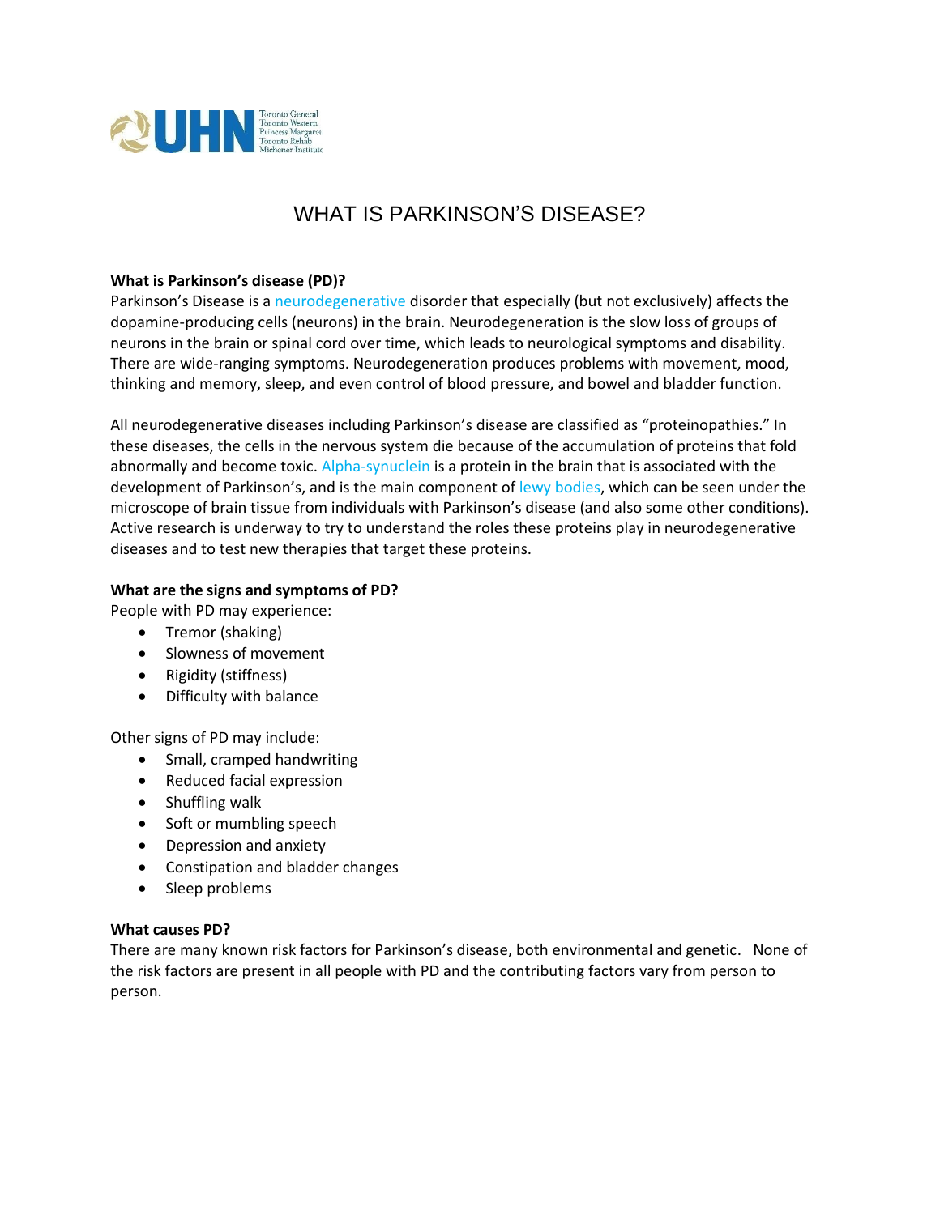# WHAT IS PARKINSON'S DISEASE?

**What is Parkinson's disease (PD)?**

Parkinson's Disease is a neurodegenerative disorder that especially (but not exclusively) affects the dopamine-producing cells (neurons) in the brain. Neurodegeneration is the slow loss of groups of neurons in the brain or spinal cord over time, which leads to neurological symptoms and disability. There are wide-ranging symptoms. Neurodegeneration produces problems with movement, mood, thinking and memory, sleep, and even control of blood pressure, and bowel and bladder function.

All neurodegenerative diseases including Parkinson's disease are classified as "proteinopathies." In these diseases, the cells in the nervous system die because of the accumulation of proteins that fold abnormally and become toxic. Alpha-synuclein is a protein in the brain that is associated with the development of Parkinson's, and is the main component of lewy bodies, which can be seen under the microscope of brain tissue from individuals with Parkinson's disease (and also some other conditions). Active research is underway to try to understand the roles these proteins play in neurodegenerative diseases and to test new therapies that target these proteins.

**What are the signs and symptoms of PD?**

People with PD may experience:

- Tremor (shaking)
- Slowness of movement
- Rigidity (stiffness)
- Difficulty with balance

Other signs of PD may include:

- Small, cramped handwriting
- Reduced facial expression
- Shuffling walk
- Soft or mumbling speech
- Depression and anxiety
- Constipation and bladder changes
- Sleep problems

**What causes PD?**

There are many known risk factors for Parkinson's disease, both environmental and genetic. None of the risk factors are present in all people with PD and the contributing factors vary from person to person.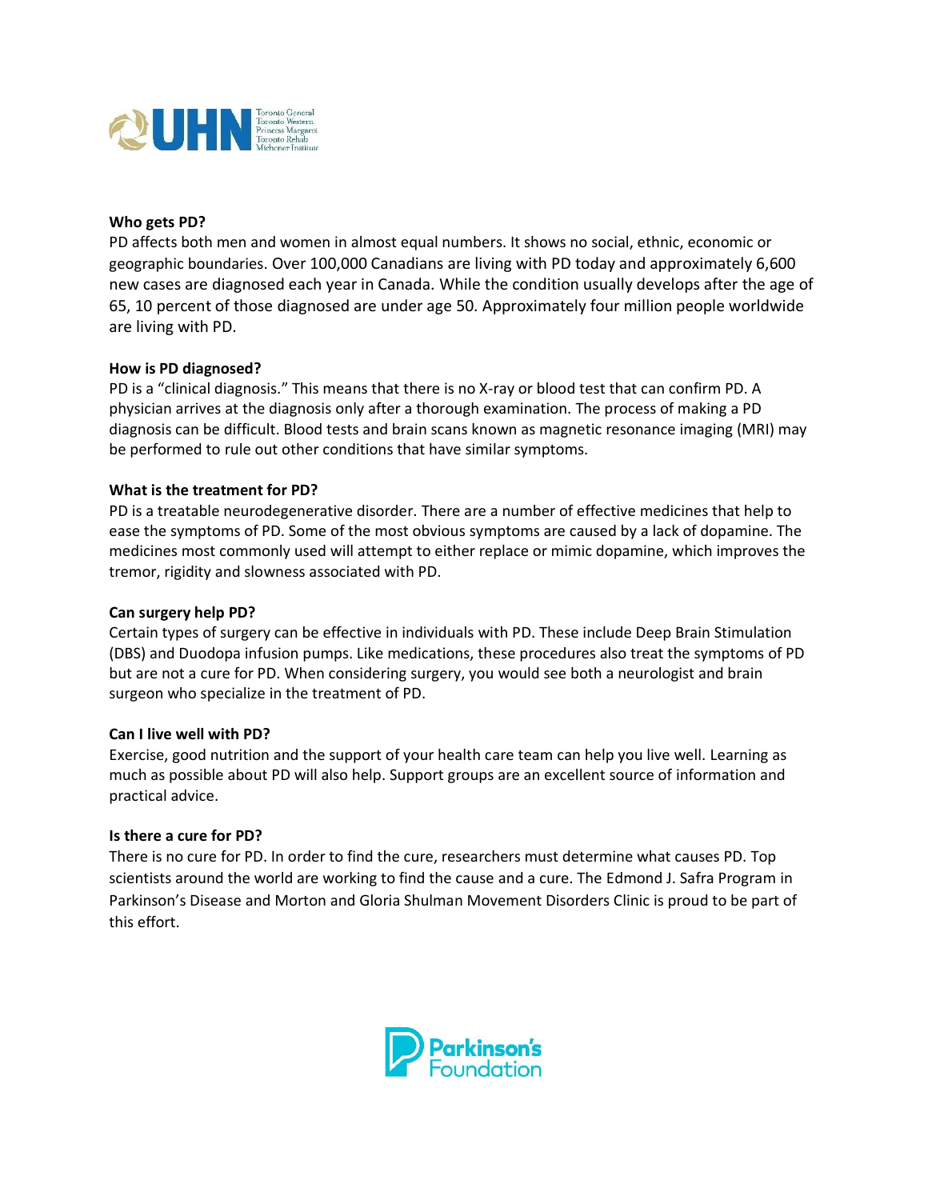**Who gets PD?**

PD affects both men and women in almost equal numbers. It shows no social, ethnic, economic or geographic boundaries. Over 100,000 Canadians are living with PD today and approximately 6,600 new cases are diagnosed each year in Canada. While the condition usually develops after the age of 65, 10 percent of those diagnosed are under age 50. Approximately four million people worldwide are living with PD.

**How is PD diagnosed?**

PD is a "clinical diagnosis." This means that there is no X-ray or blood test that can confirm PD. A physician arrives at the diagnosis only after a thorough examination. The process of making a PD diagnosis can be difficult. Blood tests and brain scans known as magnetic resonance imaging (MRI) may be performed to rule out other conditions that have similar symptoms.

**What is the treatment for PD?**

PD is a treatable neurodegenerative disorder. There are a number of effective medicines that help to ease the symptoms of PD. Some of the most obvious symptoms are caused by a lack of dopamine. The medicines most commonly used will attempt to either replace or mimic dopamine, which improves the tremor, rigidity and slowness associated with PD.

**Can surgery help PD?**

Certain types of surgery can be effective in individuals with PD. These include Deep Brain Stimulation (DBS) and Duodopa infusion pumps. Like medications, these procedures also treat the symptoms of PD but are not a cure for PD. When considering surgery, you would see both a neurologist and brain surgeon who specialize in the treatment of PD.

**Can I live well with PD?**

Exercise, good nutrition and the support of your health care team can help you live well. Learning as much as possible about PD will also help. Support groups are an excellent source of information and practical advice.

**Is there a cure for PD?**

There is no cure for PD. In order to find the cure, researchers must determine what causes PD. Top scientists around the world are working to find the cause and a cure. The Edmond J. Safra Program in Parkinson's Disease and Morton and Gloria Shulman Movement Disorders Clinic is proud to be part of this effort.